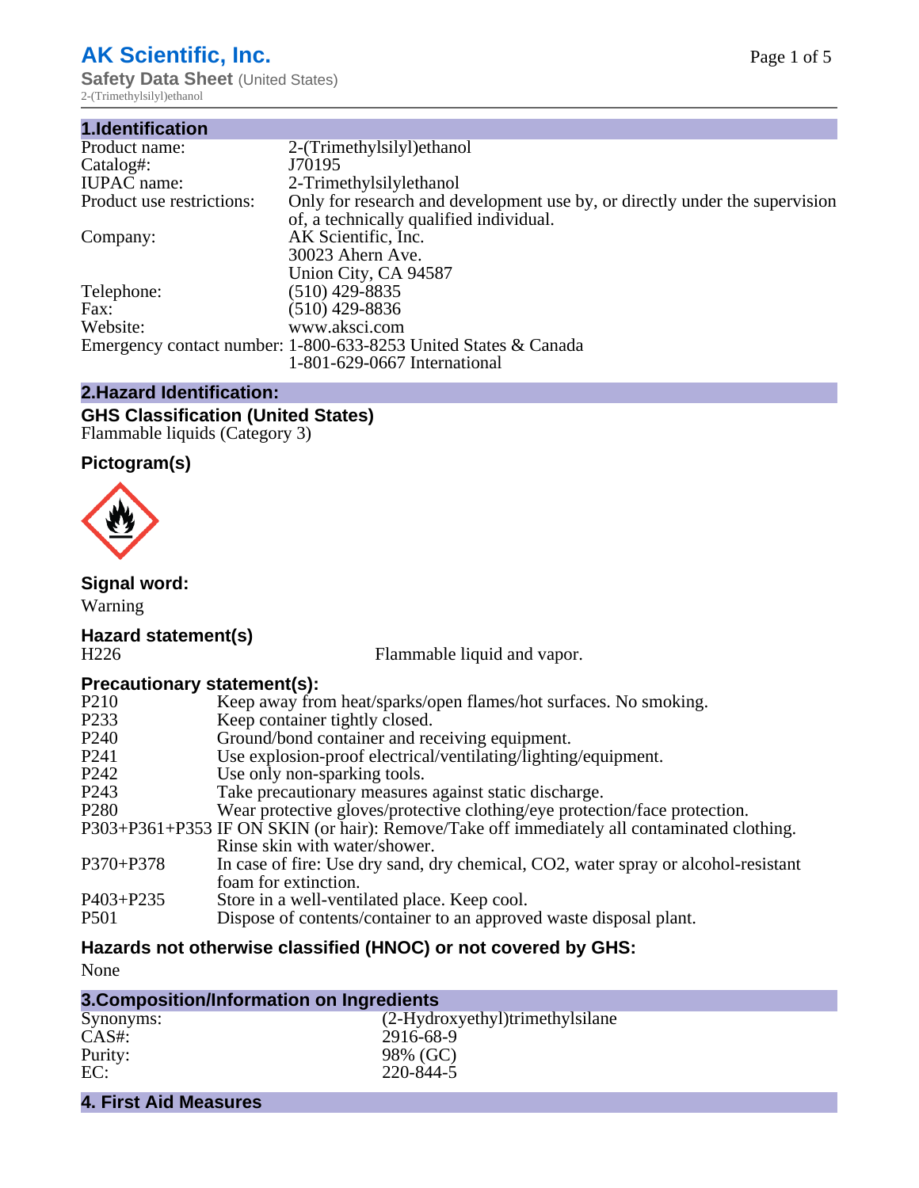# AK Scientific, Inc.

**Safety Data Sheet** (United States)

2-(Trimethylsilyl)ethanol

## 1.Identification

| | |
|---|---|
| Product name: | 2-(Trimethylsilyl)ethanol |
| Catalog#: | J70195 |
| IUPAC name: | 2-Trimethylsilylethanol |
| Product use restrictions: | Only for research and development use by, or directly under the supervision of, a technically qualified individual. |
| Company: | AK Scientific, Inc.<br>30023 Ahern Ave.<br>Union City, CA 94587 |
| Telephone: | (510) 429-8835 |
| Fax: | (510) 429-8836 |
| Website: | www.aksci.com |
| Emergency contact number: | 1-800-633-8253 United States & Canada<br>1-801-629-0667 International |

## 2.Hazard Identification:

### GHS Classification (United States)

Flammable liquids (Category 3)

### Pictogram(s)

### Signal word:

Warning

### Hazard statement(s)

| | |
|---|---|
| H226 | Flammable liquid and vapor. |

### Precautionary statement(s):

| | |
|---|---|
| P210 | Keep away from heat/sparks/open flames/hot surfaces. No smoking. |
| P233 | Keep container tightly closed. |
| P240 | Ground/bond container and receiving equipment. |
| P241 | Use explosion-proof electrical/ventilating/lighting/equipment. |
| P242 | Use only non-sparking tools. |
| P243 | Take precautionary measures against static discharge. |
| P280 | Wear protective gloves/protective clothing/eye protection/face protection. |
| P303+P361+P353 | IF ON SKIN (or hair): Remove/Take off immediately all contaminated clothing. Rinse skin with water/shower. |
| P370+P378 | In case of fire: Use dry sand, dry chemical, CO2, water spray or alcohol-resistant foam for extinction. |
| P403+P235 | Store in a well-ventilated place. Keep cool. |
| P501 | Dispose of contents/container to an approved waste disposal plant. |

### Hazards not otherwise classified (HNOC) or not covered by GHS:

None

## 3.Composition/Information on Ingredients

| | |
|---|---|
| Synonyms: | (2-Hydroxyethyl)trimethylsilane |
| CAS#: | 2916-68-9 |
| Purity: | 98% (GC) |
| EC: | 220-844-5 |

## 4. First Aid Measures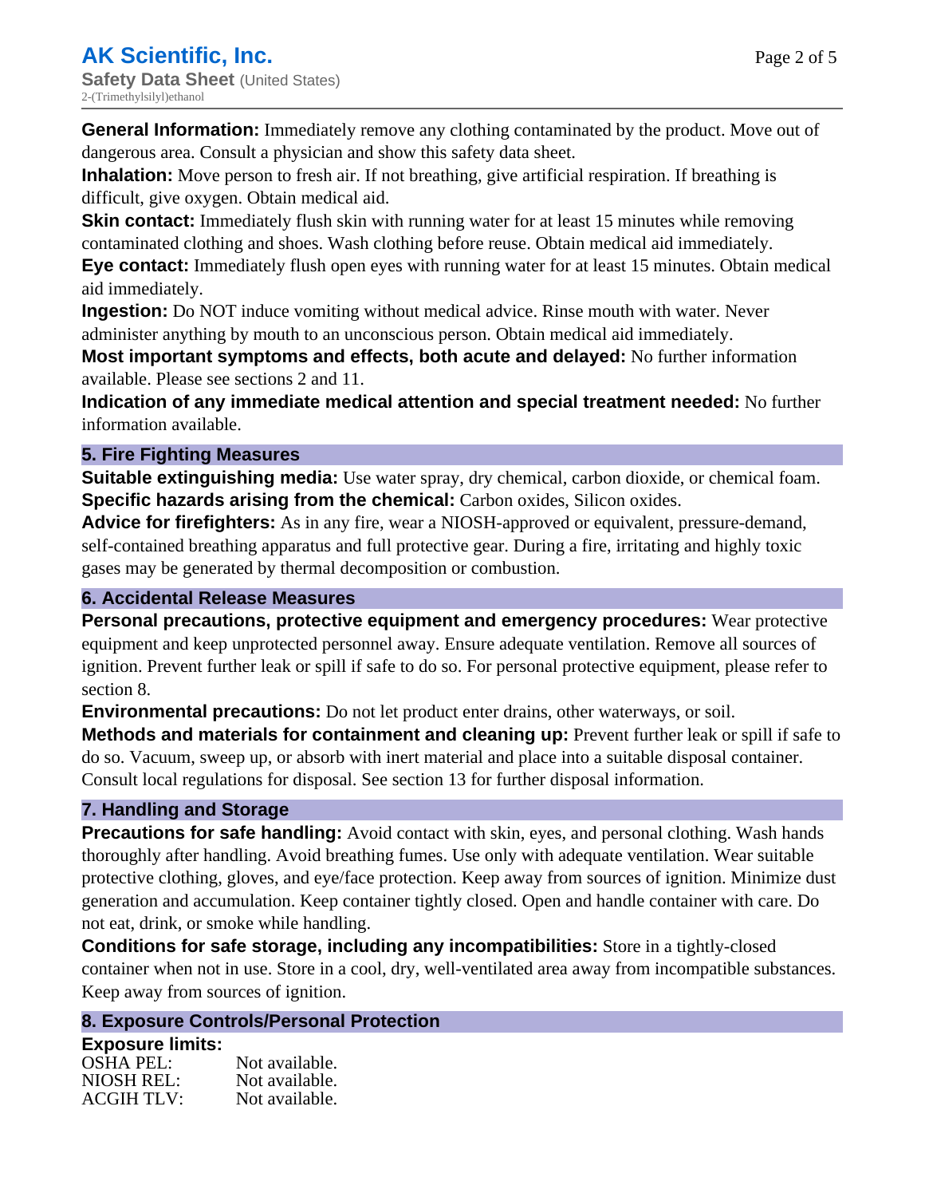**General Information:** Immediately remove any clothing contaminated by the product. Move out of dangerous area. Consult a physician and show this safety data sheet.
**Inhalation:** Move person to fresh air. If not breathing, give artificial respiration. If breathing is difficult, give oxygen. Obtain medical aid.
**Skin contact:** Immediately flush skin with running water for at least 15 minutes while removing contaminated clothing and shoes. Wash clothing before reuse. Obtain medical aid immediately.
**Eye contact:** Immediately flush open eyes with running water for at least 15 minutes. Obtain medical aid immediately.
**Ingestion:** Do NOT induce vomiting without medical advice. Rinse mouth with water. Never administer anything by mouth to an unconscious person. Obtain medical aid immediately.
**Most important symptoms and effects, both acute and delayed:** No further information available. Please see sections 2 and 11.
**Indication of any immediate medical attention and special treatment needed:** No further information available.

## 5. Fire Fighting Measures

**Suitable extinguishing media:** Use water spray, dry chemical, carbon dioxide, or chemical foam.
**Specific hazards arising from the chemical:** Carbon oxides, Silicon oxides.
**Advice for firefighters:** As in any fire, wear a NIOSH-approved or equivalent, pressure-demand, self-contained breathing apparatus and full protective gear. During a fire, irritating and highly toxic gases may be generated by thermal decomposition or combustion.

## 6. Accidental Release Measures

**Personal precautions, protective equipment and emergency procedures:** Wear protective equipment and keep unprotected personnel away. Ensure adequate ventilation. Remove all sources of ignition. Prevent further leak or spill if safe to do so. For personal protective equipment, please refer to section 8.
**Environmental precautions:** Do not let product enter drains, other waterways, or soil.
**Methods and materials for containment and cleaning up:** Prevent further leak or spill if safe to do so. Vacuum, sweep up, or absorb with inert material and place into a suitable disposal container. Consult local regulations for disposal. See section 13 for further disposal information.

## 7. Handling and Storage

**Precautions for safe handling:** Avoid contact with skin, eyes, and personal clothing. Wash hands thoroughly after handling. Avoid breathing fumes. Use only with adequate ventilation. Wear suitable protective clothing, gloves, and eye/face protection. Keep away from sources of ignition. Minimize dust generation and accumulation. Keep container tightly closed. Open and handle container with care. Do not eat, drink, or smoke while handling.
**Conditions for safe storage, including any incompatibilities:** Store in a tightly-closed container when not in use. Store in a cool, dry, well-ventilated area away from incompatible substances. Keep away from sources of ignition.

## 8. Exposure Controls/Personal Protection

**Exposure limits:**

| | |
|---|---|
| OSHA PEL: | Not available. |
| NIOSH REL: | Not available. |
| ACGIH TLV: | Not available. |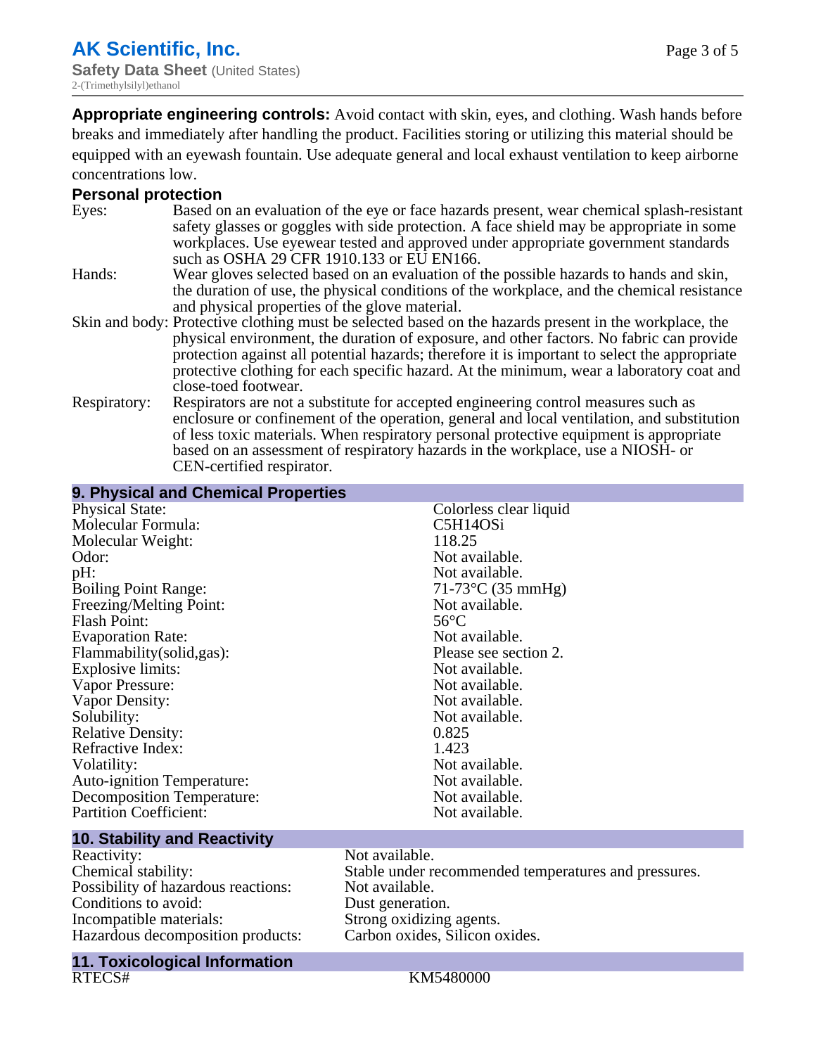**Appropriate engineering controls:** Avoid contact with skin, eyes, and clothing. Wash hands before breaks and immediately after handling the product. Facilities storing or utilizing this material should be equipped with an eyewash fountain. Use adequate general and local exhaust ventilation to keep airborne concentrations low.

### Personal protection

| | |
|---|---|
| Eyes: | Based on an evaluation of the eye or face hazards present, wear chemical splash-resistant safety glasses or goggles with side protection. A face shield may be appropriate in some workplaces. Use eyewear tested and approved under appropriate government standards such as OSHA 29 CFR 1910.133 or EU EN166. |
| Hands: | Wear gloves selected based on an evaluation of the possible hazards to hands and skin, the duration of use, the physical conditions of the workplace, and the chemical resistance and physical properties of the glove material. |
| Skin and body: | Protective clothing must be selected based on the hazards present in the workplace, the physical environment, the duration of exposure, and other factors. No fabric can provide protection against all potential hazards; therefore it is important to select the appropriate protective clothing for each specific hazard. At the minimum, wear a laboratory coat and close-toed footwear. |
| Respiratory: | Respirators are not a substitute for accepted engineering control measures such as enclosure or confinement of the operation, general and local ventilation, and substitution of less toxic materials. When respiratory personal protective equipment is appropriate based on an assessment of respiratory hazards in the workplace, use a NIOSH- or CEN-certified respirator. |

## 9. Physical and Chemical Properties

| | |
|---|---|
| Physical State: | Colorless clear liquid |
| Molecular Formula: | C5H14OSi |
| Molecular Weight: | 118.25 |
| Odor: | Not available. |
| pH: | Not available. |
| Boiling Point Range: | 71-73°C (35 mmHg) |
| Freezing/Melting Point: | Not available. |
| Flash Point: | 56°C |
| Evaporation Rate: | Not available. |
| Flammability(solid,gas): | Please see section 2. |
| Explosive limits: | Not available. |
| Vapor Pressure: | Not available. |
| Vapor Density: | Not available. |
| Solubility: | Not available. |
| Relative Density: | 0.825 |
| Refractive Index: | 1.423 |
| Volatility: | Not available. |
| Auto-ignition Temperature: | Not available. |
| Decomposition Temperature: | Not available. |
| Partition Coefficient: | Not available. |

## 10. Stability and Reactivity

| | |
|---|---|
| Reactivity: | Not available. |
| Chemical stability: | Stable under recommended temperatures and pressures. |
| Possibility of hazardous reactions: | Not available. |
| Conditions to avoid: | Dust generation. |
| Incompatible materials: | Strong oxidizing agents. |
| Hazardous decomposition products: | Carbon oxides, Silicon oxides. |

## 11. Toxicological Information

| | |
|---|---|
| RTECS# | KM5480000 |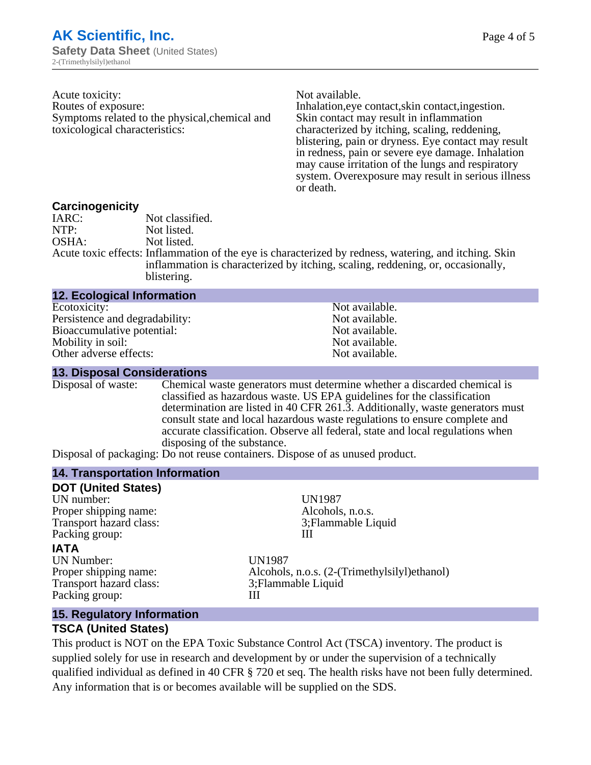Acute toxicity: Not available.

Routes of exposure: Inhalation,eye contact,skin contact,ingestion.

Symptoms related to the physical,chemical and toxicological characteristics: Skin contact may result in inflammation characterized by itching, scaling, reddening, blistering, pain or dryness. Eye contact may result in redness, pain or severe eye damage. Inhalation may cause irritation of the lungs and respiratory system. Overexposure may result in serious illness or death.

### Carcinogenicity

IARC: Not classified.

NTP: Not listed.

OSHA: Not listed.

Acute toxic effects: Inflammation of the eye is characterized by redness, watering, and itching. Skin inflammation is characterized by itching, scaling, reddening, or, occasionally, blistering.

## 12. Ecological Information

| | |
|---|---|
| Ecotoxicity: | Not available. |
| Persistence and degradability: | Not available. |
| Bioaccumulative potential: | Not available. |
| Mobility in soil: | Not available. |
| Other adverse effects: | Not available. |

## 13. Disposal Considerations

Disposal of waste: Chemical waste generators must determine whether a discarded chemical is classified as hazardous waste. US EPA guidelines for the classification determination are listed in 40 CFR 261.3. Additionally, waste generators must consult state and local hazardous waste regulations to ensure complete and accurate classification. Observe all federal, state and local regulations when disposing of the substance.

Disposal of packaging: Do not reuse containers. Dispose of as unused product.

## 14. Transportation Information

### DOT (United States)

| | |
|---|---|
| UN number: | UN1987 |
| Proper shipping name: | Alcohols, n.o.s. |
| Transport hazard class: | 3;Flammable Liquid |
| Packing group: | III |

### IATA

| | |
|---|---|
| UN Number: | UN1987 |
| Proper shipping name: | Alcohols, n.o.s. (2-(Trimethylsilyl)ethanol) |
| Transport hazard class: | 3;Flammable Liquid |
| Packing group: | III |

## 15. Regulatory Information

### TSCA (United States)

This product is NOT on the EPA Toxic Substance Control Act (TSCA) inventory. The product is supplied solely for use in research and development by or under the supervision of a technically qualified individual as defined in 40 CFR § 720 et seq. The health risks have not been fully determined. Any information that is or becomes available will be supplied on the SDS.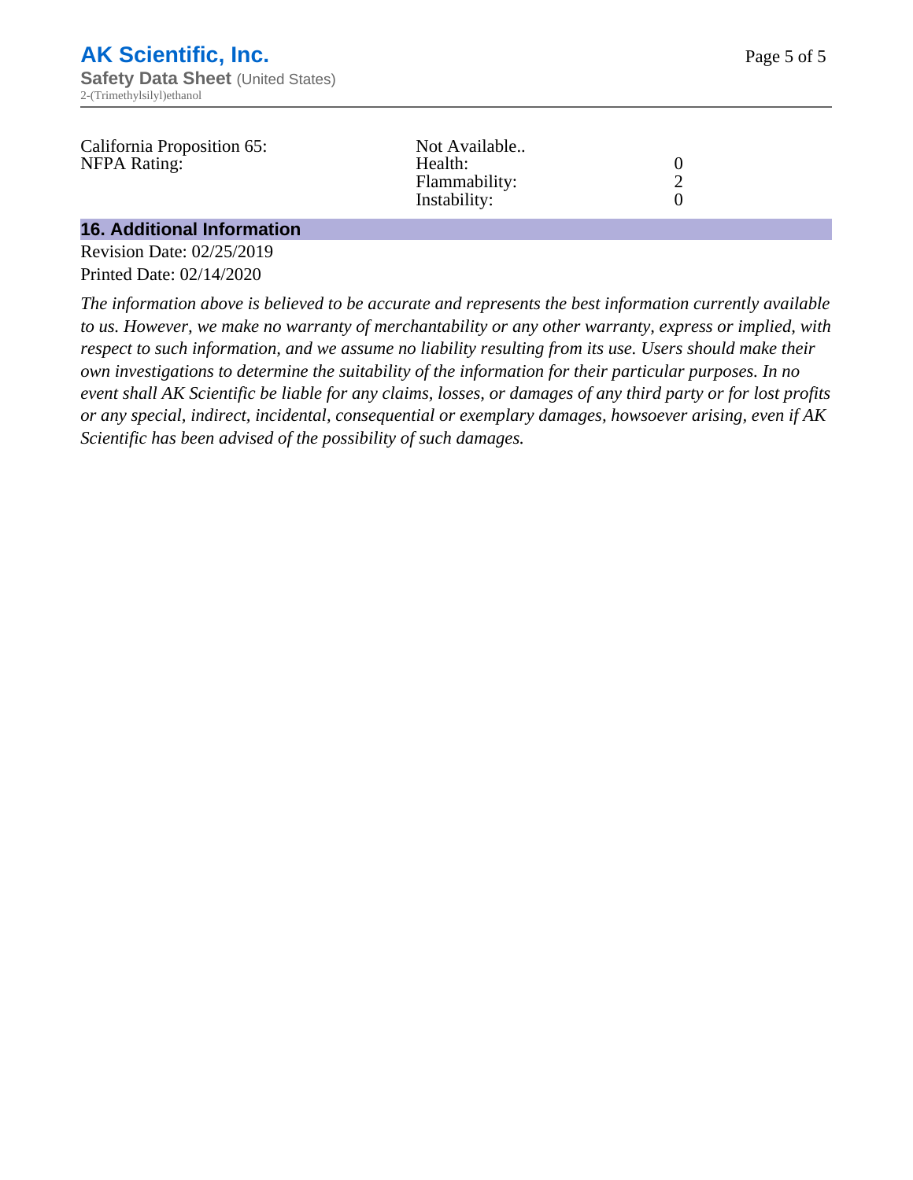| | | |
|---|---|---|
| California Proposition 65: | Not Available.. | |
| NFPA Rating: | Health: | 0 |
| | Flammability: | 2 |
| | Instability: | 0 |

## 16. Additional Information

Revision Date: 02/25/2019

Printed Date: 02/14/2020

*The information above is believed to be accurate and represents the best information currently available to us. However, we make no warranty of merchantability or any other warranty, express or implied, with respect to such information, and we assume no liability resulting from its use. Users should make their own investigations to determine the suitability of the information for their particular purposes. In no event shall AK Scientific be liable for any claims, losses, or damages of any third party or for lost profits or any special, indirect, incidental, consequential or exemplary damages, howsoever arising, even if AK Scientific has been advised of the possibility of such damages.*